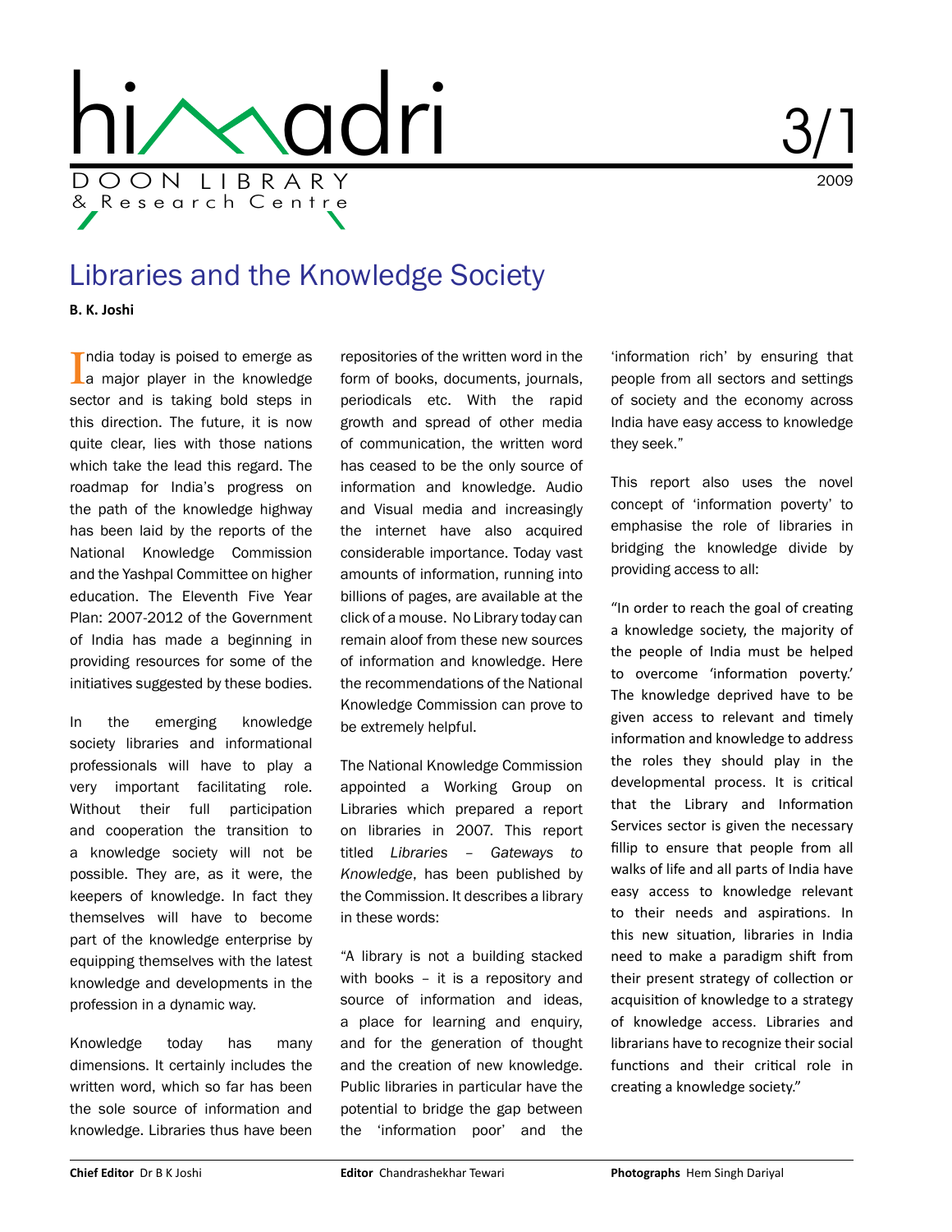# himadri

DOON LIBRARY & Research Centre

3/1

2009

## Libraries and the Knowledge Society

**B. K. Joshi**

India today is poised to emerge as a major player in the knowledge sector and is taking bold steps in this direction. The future, it is now quite clear, lies with those nations which take the lead this regard. The roadmap for India's progress on the path of the knowledge highway has been laid by the reports of the National Knowledge Commission and the Yashpal Committee on higher education. The Eleventh Five Year Plan: 2007-2012 of the Government of India has made a beginning in providing resources for some of the initiatives suggested by these bodies.

In the emerging knowledge society libraries and informational professionals will have to play a very important facilitating role. Without their full participation and cooperation the transition to a knowledge society will not be possible. They are, as it were, the keepers of knowledge. In fact they themselves will have to become part of the knowledge enterprise by equipping themselves with the latest knowledge and developments in the profession in a dynamic way.

Knowledge today has many dimensions. It certainly includes the written word, which so far has been the sole source of information and knowledge. Libraries thus have been repositories of the written word in the form of books, documents, journals, periodicals etc. With the rapid growth and spread of other media of communication, the written word has ceased to be the only source of information and knowledge. Audio and Visual media and increasingly the internet have also acquired considerable importance. Today vast amounts of information, running into billions of pages, are available at the click of a mouse. No Library today can remain aloof from these new sources of information and knowledge. Here the recommendations of the National Knowledge Commission can prove to be extremely helpful.

The National Knowledge Commission appointed a Working Group on Libraries which prepared a report on libraries in 2007. This report titled *Libraries – Gateways to Knowledge*, has been published by the Commission. It describes a library in these words:

"A library is not a building stacked with books – it is a repository and source of information and ideas, a place for learning and enquiry, and for the generation of thought and the creation of new knowledge. Public libraries in particular have the potential to bridge the gap between the 'information poor' and the 'information rich' by ensuring that people from all sectors and settings of society and the economy across India have easy access to knowledge they seek."

This report also uses the novel concept of 'information poverty' to emphasise the role of libraries in bridging the knowledge divide by providing access to all:

"In order to reach the goal of creating a knowledge society, the majority of the people of India must be helped to overcome 'information poverty.' The knowledge deprived have to be given access to relevant and timely information and knowledge to address the roles they should play in the developmental process. It is critical that the Library and Information Services sector is given the necessary fillip to ensure that people from all walks of life and all parts of India have easy access to knowledge relevant to their needs and aspirations. In this new situation, libraries in India need to make a paradigm shift from their present strategy of collection or acquisition of knowledge to a strategy of knowledge access. Libraries and librarians have to recognize their social functions and their critical role in creating a knowledge society."

**Chief Editor** Dr B K Joshi | **Editor** Chandrashekhar Tewari | **Photographs** Hem Singh Dariyal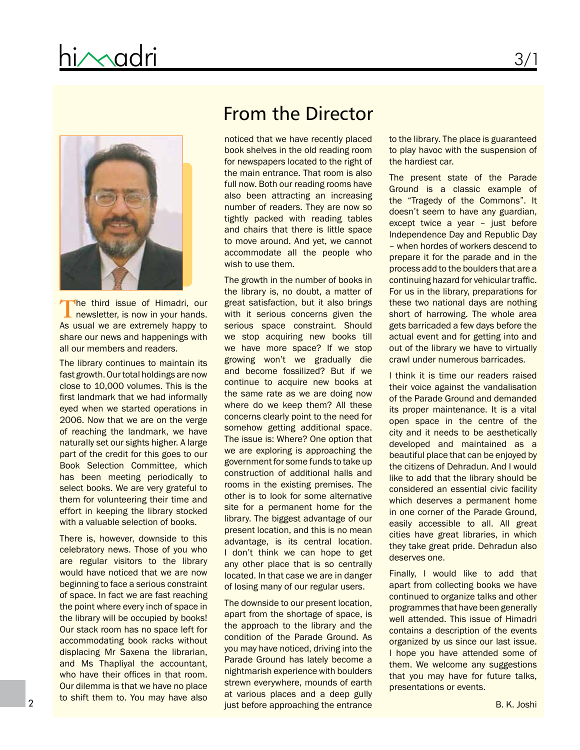# From the Director

The third issue of Himadri, our newsletter, is now in your hands. As usual we are extremely happy to share our news and happenings with all our members and readers.

The library continues to maintain its fast growth. Our total holdings are now close to 10,000 volumes. This is the first landmark that we had informally eyed when we started operations in 2006. Now that we are on the verge of reaching the landmark, we have naturally set our sights higher. A large part of the credit for this goes to our Book Selection Committee, which has been meeting periodically to select books. We are very grateful to them for volunteering their time and effort in keeping the library stocked with a valuable selection of books.

There is, however, downside to this celebratory news. Those of you who are regular visitors to the library would have noticed that we are now beginning to face a serious constraint of space. In fact we are fast reaching the point where every inch of space in the library will be occupied by books! Our stack room has no space left for accommodating book racks without displacing Mr Saxena the librarian, and Ms Thapliyal the accountant, who have their offices in that room. Our dilemma is that we have no place to shift them to. You may have also noticed that we have recently placed book shelves in the old reading room for newspapers located to the right of the main entrance. That room is also full now. Both our reading rooms have also been attracting an increasing number of readers. They are now so tightly packed with reading tables and chairs that there is little space to move around. And yet, we cannot accommodate all the people who wish to use them.

The growth in the number of books in the library is, no doubt, a matter of great satisfaction, but it also brings with it serious concerns given the serious space constraint. Should we stop acquiring new books till we have more space? If we stop growing won't we gradually die and become fossilized? But if we continue to acquire new books at the same rate as we are doing now where do we keep them? All these concerns clearly point to the need for somehow getting additional space. The issue is: Where? One option that we are exploring is approaching the government for some funds to take up construction of additional halls and rooms in the existing premises. The other is to look for some alternative site for a permanent home for the library. The biggest advantage of our present location, and this is no mean advantage, is its central location. I don't think we can hope to get any other place that is so centrally located. In that case we are in danger of losing many of our regular users.

The downside to our present location, apart from the shortage of space, is the approach to the library and the condition of the Parade Ground. As you may have noticed, driving into the Parade Ground has lately become a nightmarish experience with boulders strewn everywhere, mounds of earth at various places and a deep gully just before approaching the entrance to the library. The place is guaranteed to play havoc with the suspension of the hardiest car.

The present state of the Parade Ground is a classic example of the "Tragedy of the Commons". It doesn't seem to have any guardian, except twice a year – just before Independence Day and Republic Day – when hordes of workers descend to prepare it for the parade and in the process add to the boulders that are a continuing hazard for vehicular traffic. For us in the library, preparations for these two national days are nothing short of harrowing. The whole area gets barricaded a few days before the actual event and for getting into and out of the library we have to virtually crawl under numerous barricades.

I think it is time our readers raised their voice against the vandalisation of the Parade Ground and demanded its proper maintenance. It is a vital open space in the centre of the city and it needs to be aesthetically developed and maintained as a beautiful place that can be enjoyed by the citizens of Dehradun. And I would like to add that the library should be considered an essential civic facility which deserves a permanent home in one corner of the Parade Ground, easily accessible to all. All great cities have great libraries, in which they take great pride. Dehradun also deserves one.

Finally, I would like to add that apart from collecting books we have continued to organize talks and other programmes that have been generally well attended. This issue of Himadri contains a description of the events organized by us since our last issue. I hope you have attended some of them. We welcome any suggestions that you may have for future talks, presentations or events.

B. K. Joshi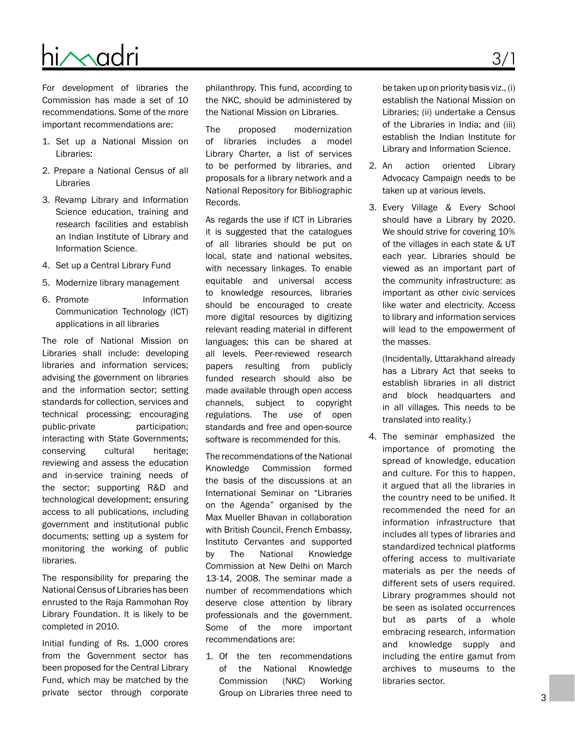For development of libraries the Commission has made a set of 10 recommendations. Some of the more important recommendations are:

1. Set up a National Mission on Libraries:
2. Prepare a National Census of all Libraries
3. Revamp Library and Information Science education, training and research facilities and establish an Indian Institute of Library and Information Science.
4. Set up a Central Library Fund
5. Modernize library management
6. Promote Information Communication Technology (ICT) applications in all libraries

The role of National Mission on Libraries shall include: developing libraries and information services; advising the government on libraries and the information sector; setting standards for collection, services and technical processing; encouraging public-private participation; interacting with State Governments; conserving cultural heritage; reviewing and assess the education and in-service training needs of the sector; supporting R&D and technological development; ensuring access to all publications, including government and institutional public documents; setting up a system for monitoring the working of public libraries.

The responsibility for preparing the National Census of Libraries has been enrusted to the Raja Rammohan Roy Library Foundation. It is likely to be completed in 2010.

Initial funding of Rs. 1,000 crores from the Government sector has been proposed for the Central Library Fund, which may be matched by the private sector through corporate philanthropy. This fund, according to the NKC, should be administered by the National Mission on Libraries.

The proposed modernization of libraries includes a model Library Charter, a list of services to be performed by libraries, and proposals for a library network and a National Repository for Bibliographic Records.

As regards the use if ICT in Libraries it is suggested that the catalogues of all libraries should be put on local, state and national websites, with necessary linkages. To enable equitable and universal access to knowledge resources, libraries should be encouraged to create more digital resources by digitizing relevant reading material in different languages; this can be shared at all levels. Peer-reviewed research papers resulting from publicly funded research should also be made available through open access channels, subject to copyright regulations. The use of open standards and free and open-source software is recommended for this.

The recommendations of the National Knowledge Commission formed the basis of the discussions at an International Seminar on "Libraries on the Agenda" organised by the Max Mueller Bhavan in collaboration with British Council, French Embassy, Instituto Cervantes and supported by The National Knowledge Commission at New Delhi on March 13-14, 2008. The seminar made a number of recommendations which deserve close attention by library professionals and the government. Some of the more important recommendations are:

1. Of the ten recommendations of the National Knowledge Commission (NKC) Working Group on Libraries three need to be taken up on priority basis viz., (i) establish the National Mission on Libraries; (ii) undertake a Census of the Libraries in India; and (iii) establish the Indian Institute for Library and Information Science.
2. An action oriented Library Advocacy Campaign needs to be taken up at various levels.
3. Every Village & Every School should have a Library by 2020. We should strive for covering 10% of the villages in each state & UT each year. Libraries should be viewed as an important part of the community infrastructure: as important as other civic services like water and electricity. Access to library and information services will lead to the empowerment of the masses.

   (Incidentally, Uttarakhand already has a Library Act that seeks to establish libraries in all district and block headquarters and in all villages. This needs to be translated into reality.)
4. The seminar emphasized the importance of promoting the spread of knowledge, education and culture. For this to happen, it argued that all the libraries in the country need to be unified. It recommended the need for an information infrastructure that includes all types of libraries and standardized technical platforms offering access to multivariate materials as per the needs of different sets of users required. Library programmes should not be seen as isolated occurrences but as parts of a whole embracing research, information and knowledge supply and including the entire gamut from archives to museums to the libraries sector.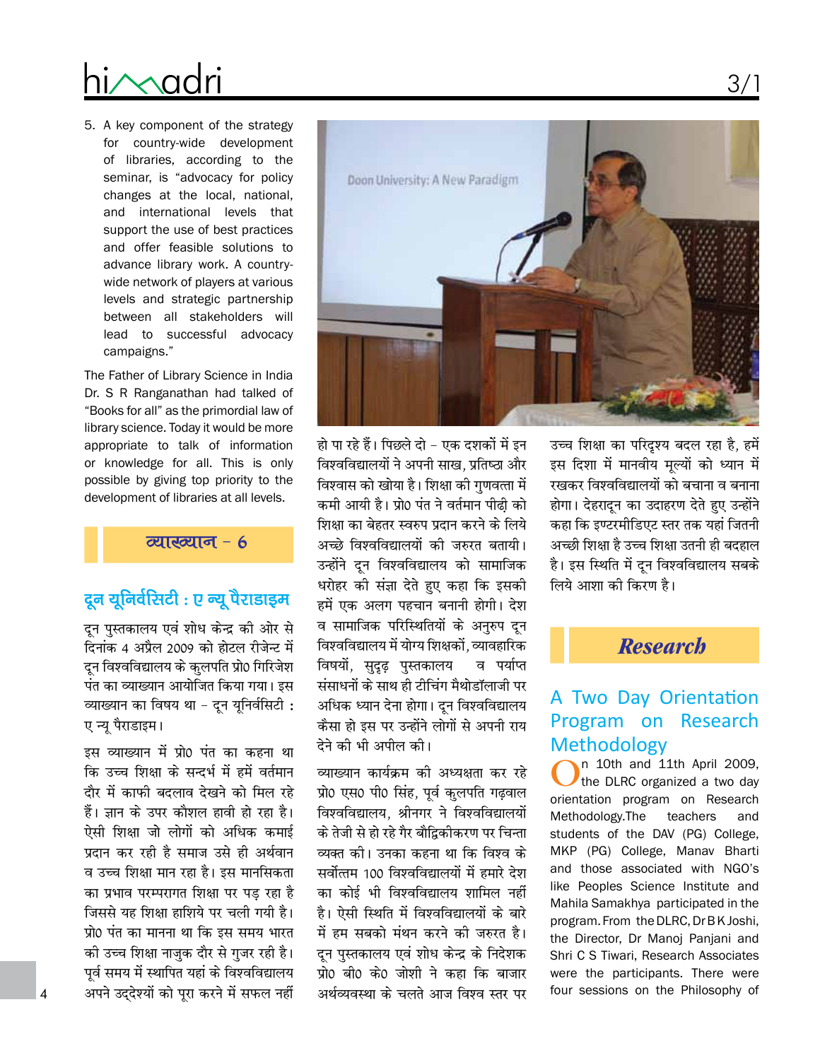5. A key component of the strategy for country-wide development of libraries, according to the seminar, is "advocacy for policy changes at the local, national, and international levels that support the use of best practices and offer feasible solutions to advance library work. A country-wide network of players at various levels and strategic partnership between all stakeholders will lead to successful advocacy campaigns."

The Father of Library Science in India Dr. S R Ranganathan had talked of "Books for all" as the primordial law of library science. Today it would be more appropriate to talk of information or knowledge for all. This is only possible by giving top priority to the development of libraries at all levels.

## व्याख्यान - 6

## दून यूनिवर्सिटी : ए न्यू पैराडाइम

दून पुस्तकालय एवं शोध केन्द्र की ओर से दिनांक 4 अप्रैल 2009 को होटल रीजेन्ट में दून विश्वविद्यालय के कुलपति प्रो0 गिरिजेश पंत का व्याख्यान आयोजित किया गया। इस व्याख्यान का विषय था – दून यूनिवर्सिटी : ए न्यू पैराडाइम।

इस व्याख्यान में प्रो0 पंत का कहना था कि उच्च शिक्षा के सन्दर्भ में हमें वर्तमान दौर में काफी बदलाव देखने को मिल रहे हैं। ज्ञान के उपर कौशल हावी हो रहा है। ऐसी शिक्षा जो लोगों को अधिक कमाई प्रदान कर रही है समाज उसे ही अर्थवान व उच्च शिक्षा मान रहा है। इस मानसिकता का प्रभाव परम्परागत शिक्षा पर पड़ रहा है जिससे यह शिक्षा हाशिये पर चली गयी है। प्रो0 पंत का मानना था कि इस समय भारत की उच्च शिक्षा नाजुक दौर से गुजर रही है। पूर्व समय में स्थापित यहां के विश्वविद्यालय अपने उद्देश्यों को पूरा करने में सफल नहीं हो पा रहे हैं। पिछले दो – एक दशकों में इन विश्वविद्यालयों ने अपनी साख, प्रतिष्ठा और विश्वास को खोया है। शिक्षा की गुणवत्ता में कमी आयी है। प्रो0 पंत ने वर्तमान पीढ़ी को शिक्षा का बेहतर स्वरुप प्रदान करने के लिये अच्छे विश्वविद्यालयों की जरुरत बतायी। उन्होंने दून विश्वविद्यालय को सामाजिक धरोहर की संज्ञा देते हुए कहा कि इसकी हमें एक अलग पहचान बनानी होगी। देश व सामाजिक परिस्थितियों के अनुरुप दून विश्वविद्यालय में योग्य शिक्षकों, व्यावहारिक विषयों, सुदृढ़ पुस्तकालय व पर्याप्त संसाधनों के साथ ही टीचिंग मैथोडॉलाजी पर अधिक ध्यान देना होगा। दून विश्वविद्यालय कैसा हो इस पर उन्होंने लोगों से अपनी राय देने की भी अपील की।

व्याख्यान कार्यक्रम की अध्यक्षता कर रहे प्रो0 एस0 पी0 सिंह, पूर्व कुलपति गढ़वाल विश्वविद्यालय, श्रीनगर ने विश्वविद्यालयों के तेजी से हो रहे गैर बौद्धिकीकरण पर चिन्ता व्यक्त की। उनका कहना था कि विश्व के सर्वोत्तम 100 विश्वविद्यालयों में हमारे देश का कोई भी विश्वविद्यालय शामिल नहीं है। ऐसी स्थिति में विश्वविद्यालयों के बारे में हम सबको मंथन करने की जरुरत है। दून पुस्तकालय एवं शोध केन्द्र के निदेशक प्रो0 बी0 के0 जोशी ने कहा कि बाजार अर्थव्यवस्था के चलते आज विश्व स्तर पर उच्च शिक्षा का परिदृश्य बदल रहा है, हमें इस दिशा में मानवीय मूल्यों को ध्यान में रखकर विश्वविद्यालयों को बचाना व बनाना होगा। देहरादून का उदाहरण देते हुए उन्होंने कहा कि इण्टरमीडिएट स्तर तक यहां जितनी अच्छी शिक्षा है उच्च शिक्षा उतनी ही बदहाल है। इस स्थिति में दून विश्वविद्यालय सबके लिये आशा की किरण है।

## *Research*

## A Two Day Orientation Program on Research Methodology

On 10th and 11th April 2009, the DLRC organized a two day orientation program on Research Methodology.The teachers and students of the DAV (PG) College, MKP (PG) College, Manav Bharti and those associated with NGO's like Peoples Science Institute and Mahila Samakhya participated in the program. From the DLRC, Dr B K Joshi, the Director, Dr Manoj Panjani and Shri C S Tiwari, Research Associates were the participants. There were four sessions on the Philosophy of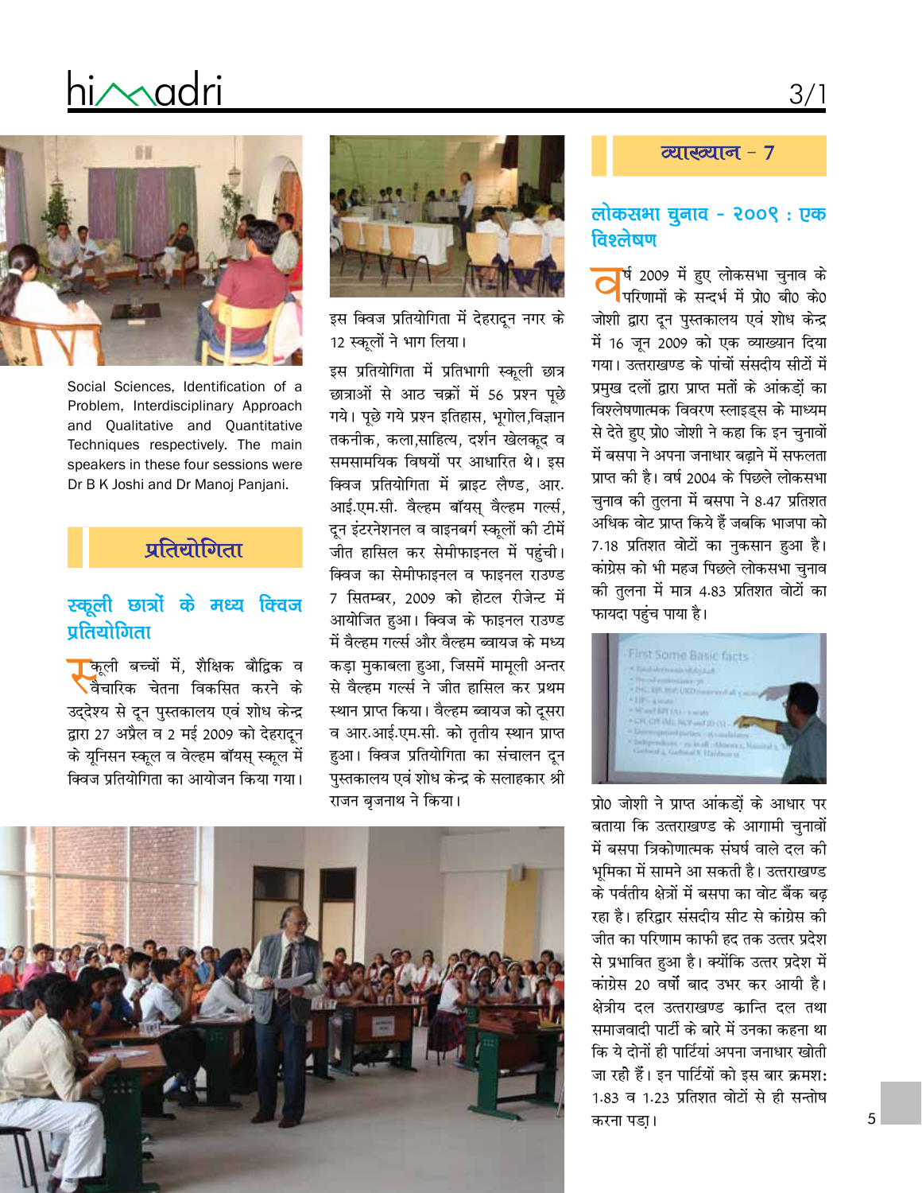Social Sciences, Identification of a Problem, Interdisciplinary Approach and Qualitative and Quantitative Techniques respectively. The main speakers in these four sessions were Dr B K Joshi and Dr Manoj Panjani.

## प्रतियोगिता

### स्कूली छात्रों के मध्य क्विज प्रतियोगिता

स्कूली बच्चों में, शैक्षिक बौद्विक व वैचारिक चेतना विकसित करने के उद्देश्य से दून पुस्तकालय एवं शोध केन्द्र द्वारा 27 अप्रैल व 2 मई 2009 को देहरादून के यूनिसन स्कूल व वेल्हम बॉयस् स्कूल में क्विज प्रतियोगिता का आयोजन किया गया।

इस क्विज प्रतियोगिता में देहरादून नगर के 12 स्कूलों ने भाग लिया।

इस प्रतियोगिता में प्रतिभागी स्कूली छात्र छात्राओं से आठ चक्रों में 56 प्रश्न पूछे गये। पूछे गये प्रश्न इतिहास, भूगोल,विज्ञान तकनीक, कला,साहित्य, दर्शन खेलकूद व समसामयिक विषयों पर आधारित थे। इस क्विज प्रतियोगिता में ब्राइट लैण्ड, आर. आई.एम.सी. वेल्हम बॉयस् वेल्हम गर्ल्स, दून इंटरनेशनल व वाइनबर्ग स्कूलों की टीमें जीत हासिल कर सेमीफाइनल में पहुंची। क्विज का सेमीफाइनल व फाइनल राउण्ड 7 सितम्बर, 2009 को होटल रीजेन्ट में आयोजित हुआ। क्विज के फाइनल राउण्ड में वेल्हम गर्ल्स और वेल्हम ब्वायज के मध्य कड़ा मुकाबला हुआ, जिसमें मामूली अन्तर से वेल्हम गर्ल्स ने जीत हासिल कर प्रथम स्थान प्राप्त किया। वेल्हम ब्वायज को दूसरा व आर.आई.एम.सी. को तृतीय स्थान प्राप्त हुआ। क्विज प्रतियोगिता का संचालन दून पुस्तकालय एवं शोध केन्द्र के सलाहकार श्री राजन बृजनाथ ने किया।

## व्याख्यान - 7

### लोकसभा चुनाव - २००९ : एक विश्लेषण

वर्ष 2009 में हुए लोकसभा चुनाव के परिणामों के सन्दर्भ में प्रो0 बी0 के0 जोशी द्वारा दून पुस्तकालय एवं शोध केन्द्र में 16 जून 2009 को एक व्याख्यान दिया गया। उत्तराखण्ड के पांचों संसदीय सीटों में प्रमुख दलों द्वारा प्राप्त मतों के आंकड़ों का विश्लेषणात्मक विवरण स्लाइड्स के माध्यम से देते हुए प्रो0 जोशी ने कहा कि इन चुनावों में बसपा ने अपना जनाधार बढ़ाने में सफलता प्राप्त की है। वर्ष 2004 के पिछले लोकसभा चुनाव की तुलना में बसपा ने 8.47 प्रतिशत अधिक वोट प्राप्त किये हैं जबकि भाजपा को 7.18 प्रतिशत वोटों का नुकसान हुआ है। कांग्रेस को भी महज पिछले लोकसभा चुनाव की तुलना में मात्र 4.83 प्रतिशत वोटों का फायदा पहुंच पाया है।

प्रो0 जोशी ने प्राप्त आंकड़ों के आधार पर बताया कि उत्तराखण्ड के आगामी चुनावों में बसपा त्रिकोणात्मक संघर्ष वाले दल की भूमिका में सामने आ सकती है। उत्तराखण्ड के पर्वतीय क्षेत्रों में बसपा का वोट बैंक बढ़ रहा है। हरिद्वार संसदीय सीट से कांग्रेस की जीत का परिणाम काफी हद तक उत्तर प्रदेश से प्रभावित हुआ है। क्योंकि उत्तर प्रदेश में कांग्रेस 20 वर्षो बाद उभर कर आयी है। क्षेत्रीय दल उत्तराखण्ड कान्ति दल तथा समाजवादी पार्टी के बारे में उनका कहना था कि ये दोनों ही पार्टियां अपना जनाधार खोती जा रही हैं। इन पार्टियों को इस बार क्रमशः 1.83 व 1.23 प्रतिशत वोटों से ही सन्तोष करना पड़ा।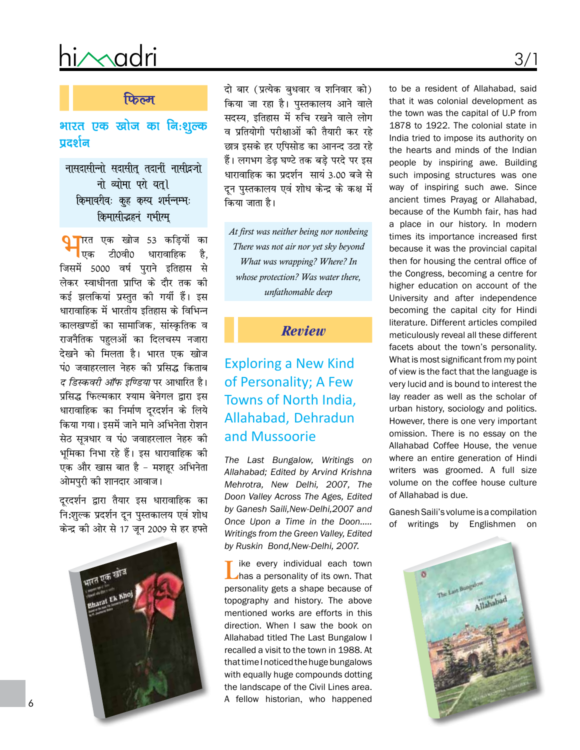## फिल्म

### भारत एक खोज का नि:शुल्क प्रदर्शन

> नासदासीन्नो सदासीत् तदानीं नासीद्रजो
> नो व्योमा परो यत्।
> किमावरीवः कुह कस्य शर्मन्नम्भः
> किमासीद्गहनं गभीरम्

भारत एक खोज 53 कड़ियों का एक टी0वी0 धारावाहिक है, जिसमें 5000 वर्ष पुराने इतिहास से लेकर स्वाधीनता प्राप्ति के दौर तक की कई झलकियां प्रस्तुत की गयीं हैं। इस धारावाहिक में भारतीय इतिहास के विभिन्न कालखण्डों का सामाजिक, सांस्कृतिक व राजनैतिक पहलुओं का दिलचस्प नजारा देखने को मिलता है। भारत एक खोज पं0 जवाहरलाल नेहरु की प्रसिद्ध किताब *द डिस्कवरी ऑफ इण्डिया* पर आधारित है। प्रसिद्ध फिल्मकार श्याम बेनेगल द्वारा इस धारावाहिक का निर्माण दूरदर्शन के लिये किया गया। इसमें जाने माने अभिनेता रोशन सेठ सूत्रधार व पं0 जवाहरलाल नेहरु की भूमिका निभा रहे हैं। इस धारावाहिक की एक और खास बात है – मशहूर अभिनेता ओमपुरी की शानदार आवाज।

दूरदर्शन द्वारा तैयार इस धारावाहिक का नि:शुल्क प्रदर्शन दून पुस्तकालय एवं शोध केन्द्र की ओर से 17 जून 2009 से हर हफ्ते दो बार (प्रत्येक बुधवार व शनिवार को) किया जा रहा है। पुस्तकालय आने वाले सदस्य, इतिहास में रुचि रखने वाले लोग व प्रतियोगी परीक्षाओं की तैयारी कर रहे छात्र इसके हर एपिसोड का आनन्द उठा रहे हैं। लगभग डेढ़ घण्टे तक बड़े परदे पर इस धारावाहिक का प्रदर्शन सायं 3.00 बजे से दून पुस्तकालय एवं शोध केन्द्र के कक्ष में किया जाता है।

> *At first was neither being nor nonbeing*
> *There was not air nor yet sky beyond*
> *What was wrapping? Where? In*
> *whose protection? Was water there,*
> *unfathomable deep*

## Review

### Exploring a New Kind of Personality; A Few Towns of North India, Allahabad, Dehradun and Mussoorie

*The Last Bungalow, Writings on Allahabad; Edited by Arvind Krishna Mehrotra, New Delhi, 2007, The Doon Valley Across The Ages, Edited by Ganesh Saili,New-Delhi,2007 and Once Upon a Time in the Doon..... Writings from the Green Valley, Edited by Ruskin Bond,New-Delhi, 2007.*

Like every individual each town has a personality of its own. That personality gets a shape because of topography and history. The above mentioned works are efforts in this direction. When I saw the book on Allahabad titled The Last Bungalow I recalled a visit to the town in 1988. At that time I noticed the huge bungalows with equally huge compounds dotting the landscape of the Civil Lines area. A fellow historian, who happened to be a resident of Allahabad, said that it was colonial development as the town was the capital of U.P from 1878 to 1922. The colonial state in India tried to impose its authority on the hearts and minds of the Indian people by inspiring awe. Building such imposing structures was one way of inspiring such awe. Since ancient times Prayag or Allahabad, because of the Kumbh fair, has had a place in our history. In modern times its importance increased first because it was the provincial capital then for housing the central office of the Congress, becoming a centre for higher education on account of the University and after independence becoming the capital city for Hindi literature. Different articles compiled meticulously reveal all these different facets about the town's personality. What is most significant from my point of view is the fact that the language is very lucid and is bound to interest the lay reader as well as the scholar of urban history, sociology and politics. However, there is one very important omission. There is no essay on the Allahabad Coffee House, the venue where an entire generation of Hindi writers was groomed. A full size volume on the coffee house culture of Allahabad is due.

Ganesh Saili's volume is a compilation of writings by Englishmen on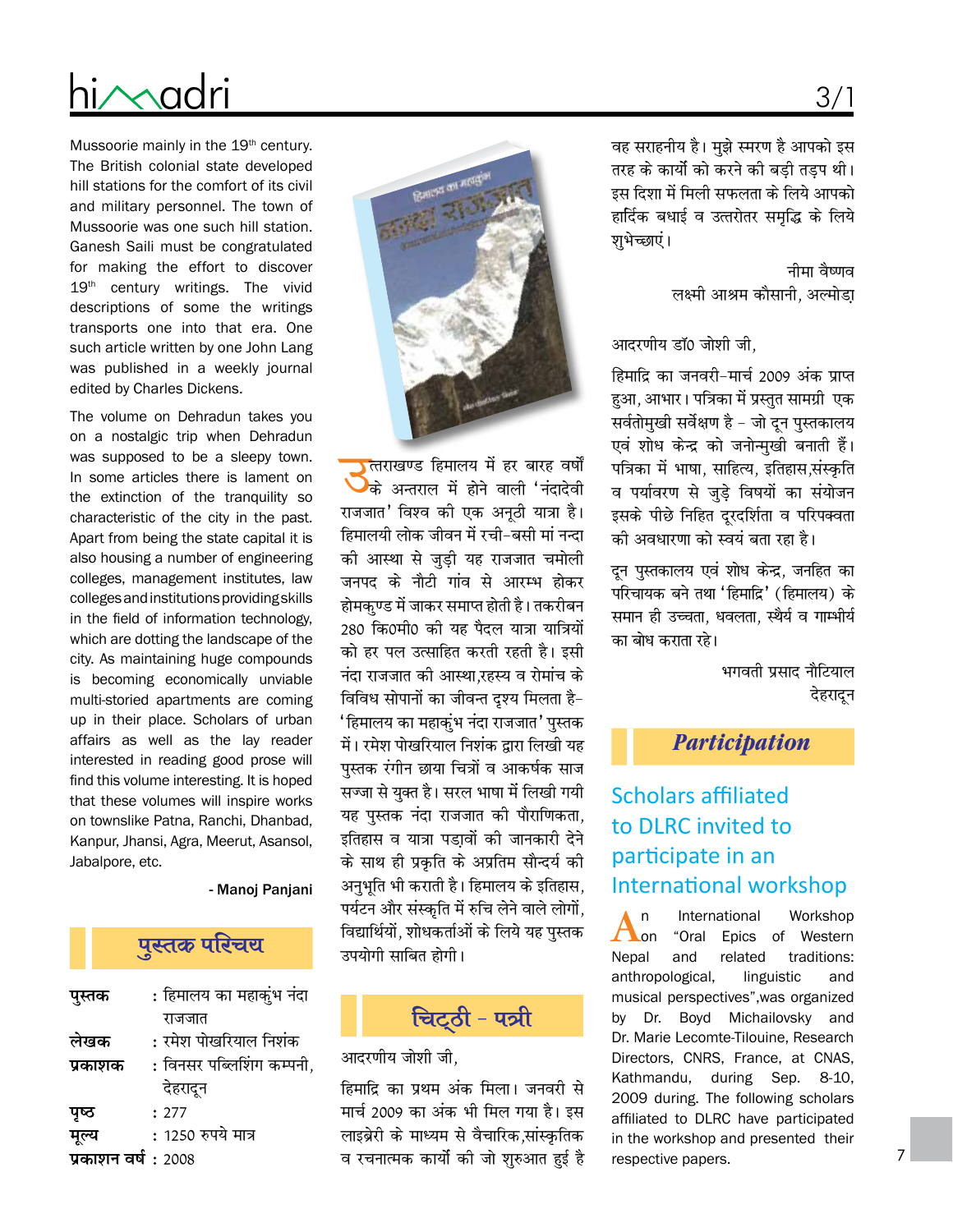Mussoorie mainly in the 19th century. The British colonial state developed hill stations for the comfort of its civil and military personnel. The town of Mussoorie was one such hill station. Ganesh Saili must be congratulated for making the effort to discover 19th century writings. The vivid descriptions of some the writings transports one into that era. One such article written by one John Lang was published in a weekly journal edited by Charles Dickens.

The volume on Dehradun takes you on a nostalgic trip when Dehradun was supposed to be a sleepy town. In some articles there is lament on the extinction of the tranquility so characteristic of the city in the past. Apart from being the state capital it is also housing a number of engineering colleges, management institutes, law colleges and institutions providing skills in the field of information technology, which are dotting the landscape of the city. As maintaining huge compounds is becoming economically unviable multi-storied apartments are coming up in their place. Scholars of urban affairs as well as the lay reader interested in reading good prose will find this volume interesting. It is hoped that these volumes will inspire works on townslike Patna, Ranchi, Dhanbad, Kanpur, Jhansi, Agra, Meerut, Asansol, Jabalpore, etc.

- **Manoj Panjani**

## पुस्तक परिचय

| | |
|---|---|
| **पुस्तक** | : हिमालय का महाकुंभ नंदा राजजात |
| **लेखक** | : रमेश पोखरियाल निशंक |
| **प्रकाशक** | : विनसर पब्लिशिंग कम्पनी, देहरादून |
| **पृष्ठ** | : 277 |
| **मूल्य** | : 1250 रुपये मात्र |
| **प्रकाशन वर्ष** | : 2008 |

उत्तराखण्ड हिमालय में हर बारह वर्षों के अन्तराल में होने वाली 'नंदादेवी राजजात' विश्व की एक अनूठी यात्रा है। हिमालयी लोक जीवन में रची-बसी मां नन्दा की आस्था से जुड़ी यह राजजात चमोली जनपद के नौटी गांव से आरम्भ होकर होमकुण्ड में जाकर समाप्त होती है। तकरीबन 280 कि०मी० की यह पैदल यात्रा यात्रियों को हर पल उत्साहित करती रहती है। इसी नंदा राजजात की आस्था,रहस्य व रोमांच के विविध सोपानों का जीवन्त दृश्य मिलता है- 'हिमालय का महाकुंभ नंदा राजजात' पुस्तक में। रमेश पोखरियाल निशंक द्वारा लिखी यह पुस्तक रंगीन छाया चित्रों व आकर्षक साज सज्जा से युक्त है। सरल भाषा में लिखी गयी यह पुस्तक नंदा राजजात की पौराणिकता, इतिहास व यात्रा पड़ावों की जानकारी देने के साथ ही प्रकृति के अप्रतिम सौन्दर्य की अनुभूति भी कराती है। हिमालय के इतिहास, पर्यटन और संस्कृति में रुचि लेने वाले लोगों, विद्यार्थियों, शोधकर्ताओं के लिये यह पुस्तक उपयोगी साबित होगी।

## चिट्ठी - पत्री

आदरणीय जोशी जी,

हिमाद्रि का प्रथम अंक मिला। जनवरी से मार्च 2009 का अंक भी मिल गया है। इस लाइब्रेरी के माध्यम से वैचारिक,सांस्कृतिक व रचनात्मक कार्यों की जो शुरुआत हुई है वह सराहनीय है। मुझे स्मरण है आपको इस तरह के कार्यों को करने की बड़ी तड़प थी। इस दिशा में मिली सफलता के लिये आपको हार्दिक बधाई व उत्तरोतर समृद्धि के लिये शुभेच्छाएं।

नीमा वैष्णव
लक्ष्मी आश्रम कौसानी, अल्मोड़ा

आदरणीय डॉ0 जोशी जी,

हिमाद्रि का जनवरी-मार्च 2009 अंक प्राप्त हुआ, आभार। पत्रिका में प्रस्तुत सामग्री एक सर्वतोमुखी सर्वेक्षण है - जो दून पुस्तकालय एवं शोध केन्द्र को जनोन्मुखी बनाती हैं। पत्रिका में भाषा, साहित्य, इतिहास,संस्कृति व पर्यावरण से जुड़े विषयों का संयोजन इसके पीछे निहित दूरदर्शिता व परिपक्वता की अवधारणा को स्वयं बता रहा है।

दून पुस्तकालय एवं शोध केन्द्र, जनहित का परिचायक बने तथा 'हिमाद्रि' (हिमालय) के समान ही उच्चता, धवलता, स्थैर्य व गाम्भीर्य का बोध कराता रहे।

भगवती प्रसाद नौटियाल
देहरादून

## *Participation*

### Scholars affiliated to DLRC invited to participate in an International workshop

An International Workshop on "Oral Epics of Western Nepal and related traditions: anthropological, linguistic and musical perspectives",was organized by Dr. Boyd Michailovsky and Dr. Marie Lecomte-Tilouine, Research Directors, CNRS, France, at CNAS, Kathmandu, during Sep. 8-10, 2009 during. The following scholars affiliated to DLRC have participated in the workshop and presented their respective papers.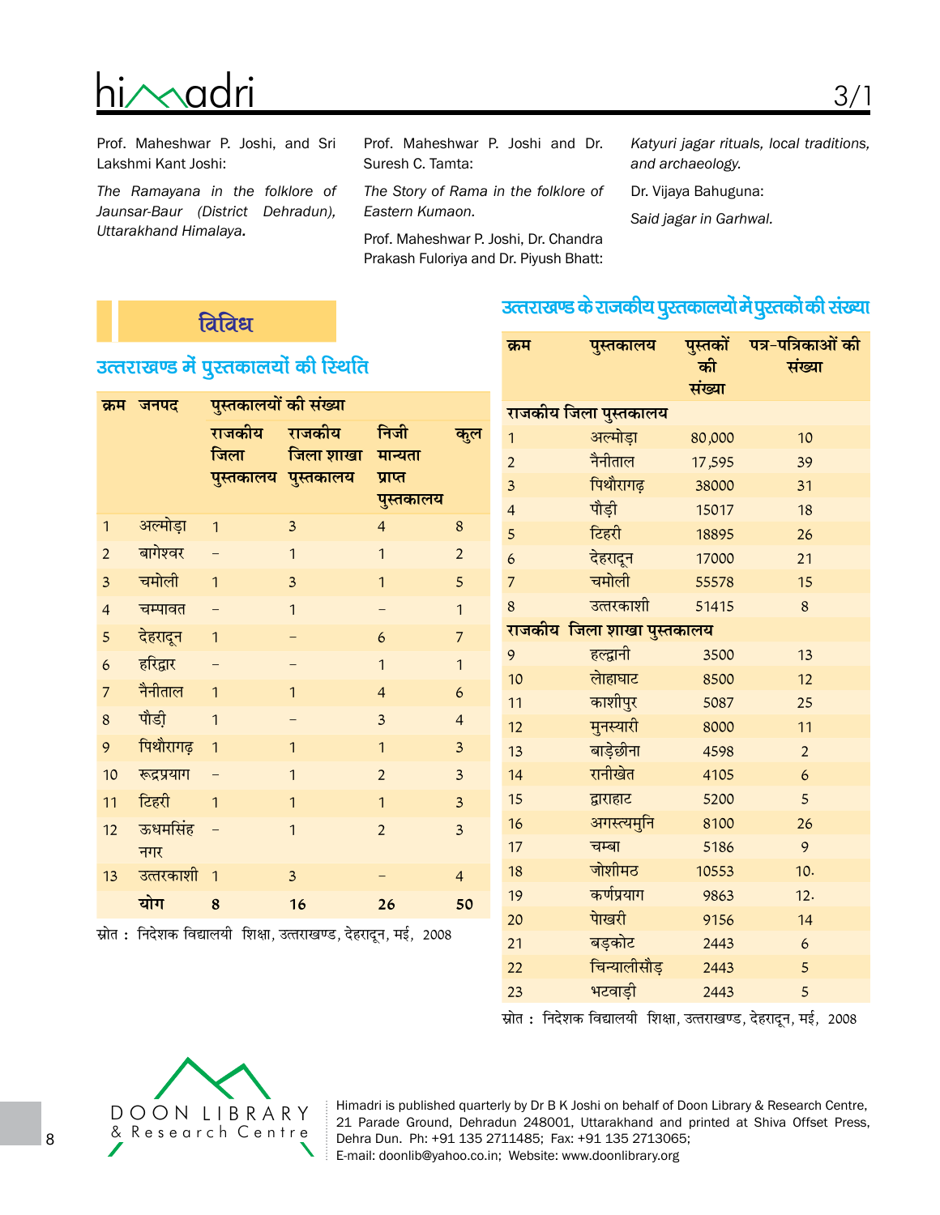Prof. Maheshwar P. Joshi, and Sri Lakshmi Kant Joshi:

*The Ramayana in the folklore of Jaunsar-Baur (District Dehradun), Uttarakhand Himalaya.*

Prof. Maheshwar P. Joshi and Dr. Suresh C. Tamta:

*The Story of Rama in the folklore of Eastern Kumaon.*

Prof. Maheshwar P. Joshi, Dr. Chandra Prakash Fuloriya and Dr. Piyush Bhatt:

*Katyuri jagar rituals, local traditions, and archaeology.*

Dr. Vijaya Bahuguna:

*Said jagar in Garhwal.*

## विविध

### उत्तराखण्ड में पुस्तकालयों की स्थिति

| क्रम | जनपद | पुस्तकालयों की संख्या | | | |
|---|---|---|---|---|---|
| | | राजकीय जिला पुस्तकालय | राजकीय जिला शाखा पुस्तकालय | निजी मान्यता प्राप्त पुस्तकालय | कुल |
| 1 | अल्मोड़ा | 1 | 3 | 4 | 8 |
| 2 | बागेश्वर | – | 1 | 1 | 2 |
| 3 | चमोली | 1 | 3 | 1 | 5 |
| 4 | चम्पावत | – | 1 | – | 1 |
| 5 | देहरादून | 1 | – | 6 | 7 |
| 6 | हरिद्वार | – | – | 1 | 1 |
| 7 | नैनीताल | 1 | 1 | 4 | 6 |
| 8 | पौड़ी | 1 | – | 3 | 4 |
| 9 | पिथौरागढ़ | 1 | 1 | 1 | 3 |
| 10 | रूद्रप्रयाग | – | 1 | 2 | 3 |
| 11 | टिहरी | 1 | 1 | 1 | 3 |
| 12 | ऊधमसिंह नगर | – | 1 | 2 | 3 |
| 13 | उत्तरकाशी | 1 | 3 | – | 4 |
| | **योग** | **8** | **16** | **26** | **50** |

स्रोत : निदेशक विद्यालयी शिक्षा, उत्तराखण्ड, देहरादून, मई, 2008

### उत्तराखण्ड के राजकीय पुस्तकालयों में पुस्तकों की संख्या

| क्रम | पुस्तकालय | पुस्तकों की संख्या | पत्र-पत्रिकाओं की संख्या |
|---|---|---|---|
| **राजकीय जिला पुस्तकालय** | | | |
| 1 | अल्मोड़ा | 80,000 | 10 |
| 2 | नैनीताल | 17,595 | 39 |
| 3 | पिथौरागढ़ | 38000 | 31 |
| 4 | पौड़ी | 15017 | 18 |
| 5 | टिहरी | 18895 | 26 |
| 6 | देहरादून | 17000 | 21 |
| 7 | चमोली | 55578 | 15 |
| 8 | उत्तरकाशी | 51415 | 8 |
| **राजकीय जिला शाखा पुस्तकालय** | | | |
| 9 | हल्द्वानी | 3500 | 13 |
| 10 | लोहाघाट | 8500 | 12 |
| 11 | काशीपुर | 5087 | 25 |
| 12 | मुनस्यारी | 8000 | 11 |
| 13 | बाड़ेछीना | 4598 | 2 |
| 14 | रानीखेत | 4105 | 6 |
| 15 | द्वाराहाट | 5200 | 5 |
| 16 | अगस्त्यमुनि | 8100 | 26 |
| 17 | चम्बा | 5186 | 9 |
| 18 | जोशीमठ | 10553 | 10. |
| 19 | कर्णप्रयाग | 9863 | 12. |
| 20 | पोखरी | 9156 | 14 |
| 21 | बड़कोट | 2443 | 6 |
| 22 | चिन्यालीसौड़ | 2443 | 5 |
| 23 | भटवाड़ी | 2443 | 5 |

स्रोत : निदेशक विद्यालयी शिक्षा, उत्तराखण्ड, देहरादून, मई, 2008

DOON LIBRARY & Research Centre

Himadri is published quarterly by Dr B K Joshi on behalf of Doon Library & Research Centre, 21 Parade Ground, Dehradun 248001, Uttarakhand and printed at Shiva Offset Press, Dehra Dun. Ph: +91 135 2711485; Fax: +91 135 2713065; E-mail: doonlib@yahoo.co.in; Website: www.doonlibrary.org